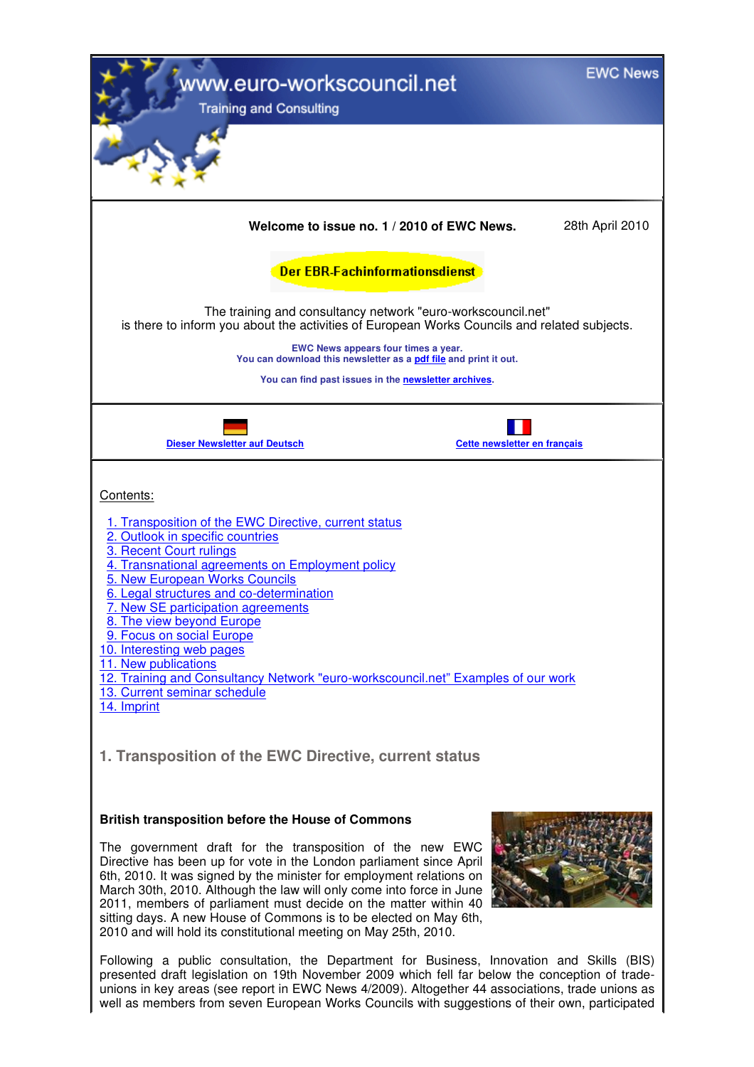www.euro-workscouncil.net

Training and Consulting

EWC News

**Welcome to issue no. 1 / 2010 of EWC News.** 28th April 2010

**Der EBR-Fachinformationsdienst**

The training and consultancy network "euro-workscouncil.net" is there to inform you about the activities of European Works Councils and related subjects.

**EWC News appears four times a year.**
**You can download this newsletter as a pdf file and print it out.**

**You can find past issues in the newsletter archives.**

**Dieser Newsletter auf Deutsch**

**Cette newsletter en français**

Contents:

1. Transposition of the EWC Directive, current status
2. Outlook in specific countries
3. Recent Court rulings
4. Transnational agreements on Employment policy
5. New European Works Councils
6. Legal structures and co-determination
7. New SE participation agreements
8. The view beyond Europe
9. Focus on social Europe
10. Interesting web pages
11. New publications
12. Training and Consultancy Network "euro-workscouncil.net" Examples of our work
13. Current seminar schedule
14. Imprint

## 1. Transposition of the EWC Directive, current status

### British transposition before the House of Commons

The government draft for the transposition of the new EWC Directive has been up for vote in the London parliament since April 6th, 2010. It was signed by the minister for employment relations on March 30th, 2010. Although the law will only come into force in June 2011, members of parliament must decide on the matter within 40 sitting days. A new House of Commons is to be elected on May 6th, 2010 and will hold its constitutional meeting on May 25th, 2010.

Following a public consultation, the Department for Business, Innovation and Skills (BIS) presented draft legislation on 19th November 2009 which fell far below the conception of trade-unions in key areas (see report in EWC News 4/2009). Altogether 44 associations, trade unions as well as members from seven European Works Councils with suggestions of their own, participated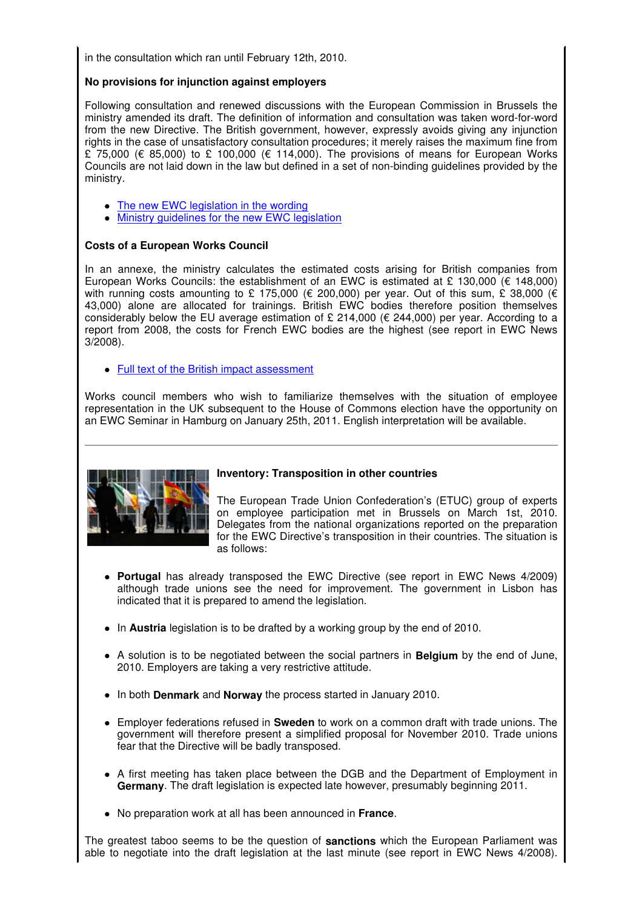in the consultation which ran until February 12th, 2010.

**No provisions for injunction against employers**

Following consultation and renewed discussions with the European Commission in Brussels the ministry amended its draft. The definition of information and consultation was taken word-for-word from the new Directive. The British government, however, expressly avoids giving any injunction rights in the case of unsatisfactory consultation procedures; it merely raises the maximum fine from £ 75,000 (€ 85,000) to £ 100,000 (€ 114,000). The provisions of means for European Works Councils are not laid down in the law but defined in a set of non-binding guidelines provided by the ministry.

- The new EWC legislation in the wording
- Ministry guidelines for the new EWC legislation

**Costs of a European Works Council**

In an annexe, the ministry calculates the estimated costs arising for British companies from European Works Councils: the establishment of an EWC is estimated at £ 130,000 (€ 148,000) with running costs amounting to £ 175,000 (€ 200,000) per year. Out of this sum, £ 38,000 (€ 43,000) alone are allocated for trainings. British EWC bodies therefore position themselves considerably below the EU average estimation of £ 214,000 (€ 244,000) per year. According to a report from 2008, the costs for French EWC bodies are the highest (see report in EWC News 3/2008).

- Full text of the British impact assessment

Works council members who wish to familiarize themselves with the situation of employee representation in the UK subsequent to the House of Commons election have the opportunity on an EWC Seminar in Hamburg on January 25th, 2011. English interpretation will be available.

---

**Inventory: Transposition in other countries**

The European Trade Union Confederation's (ETUC) group of experts on employee participation met in Brussels on March 1st, 2010. Delegates from the national organizations reported on the preparation for the EWC Directive's transposition in their countries. The situation is as follows:

- **Portugal** has already transposed the EWC Directive (see report in EWC News 4/2009) although trade unions see the need for improvement. The government in Lisbon has indicated that it is prepared to amend the legislation.
- In **Austria** legislation is to be drafted by a working group by the end of 2010.
- A solution is to be negotiated between the social partners in **Belgium** by the end of June, 2010. Employers are taking a very restrictive attitude.
- In both **Denmark** and **Norway** the process started in January 2010.
- Employer federations refused in **Sweden** to work on a common draft with trade unions. The government will therefore present a simplified proposal for November 2010. Trade unions fear that the Directive will be badly transposed.
- A first meeting has taken place between the DGB and the Department of Employment in **Germany**. The draft legislation is expected late however, presumably beginning 2011.
- No preparation work at all has been announced in **France**.

The greatest taboo seems to be the question of **sanctions** which the European Parliament was able to negotiate into the draft legislation at the last minute (see report in EWC News 4/2008).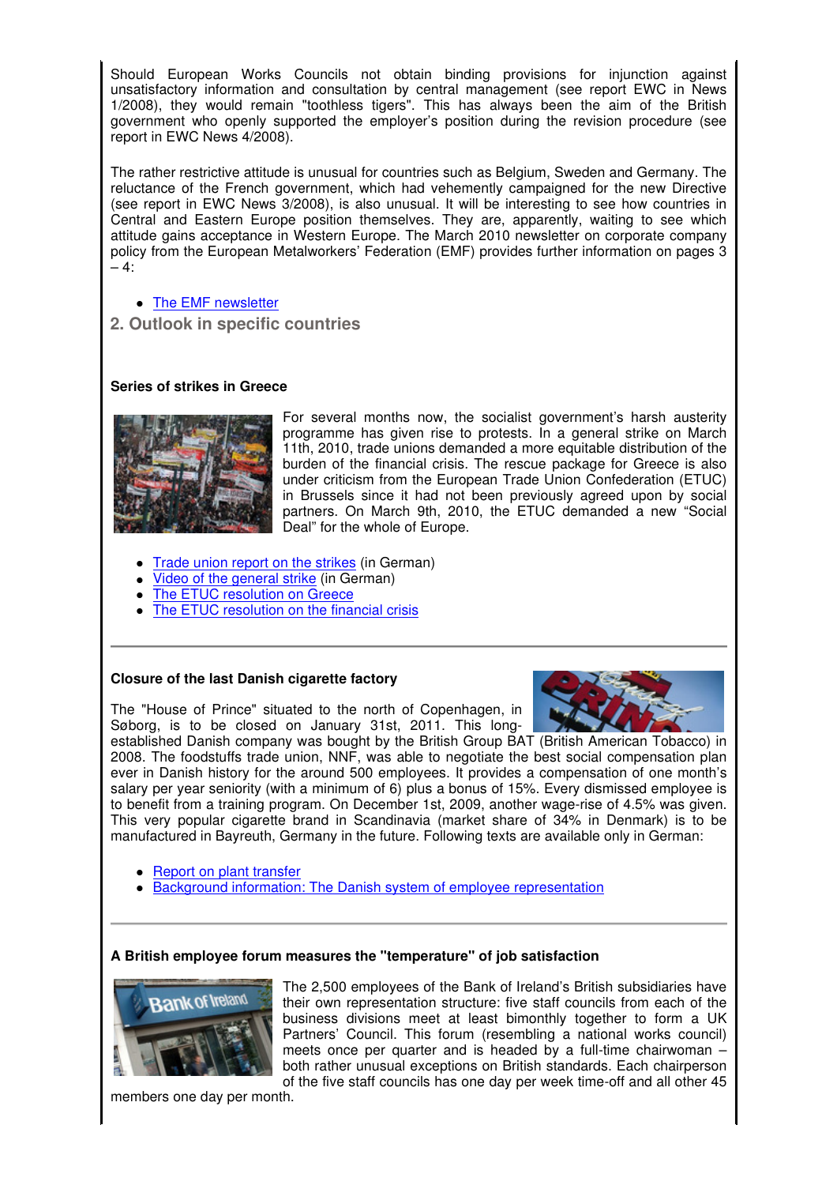Should European Works Councils not obtain binding provisions for injunction against unsatisfactory information and consultation by central management (see report EWC in News 1/2008), they would remain "toothless tigers". This has always been the aim of the British government who openly supported the employer's position during the revision procedure (see report in EWC News 4/2008).

The rather restrictive attitude is unusual for countries such as Belgium, Sweden and Germany. The reluctance of the French government, which had vehemently campaigned for the new Directive (see report in EWC News 3/2008), is also unusual. It will be interesting to see how countries in Central and Eastern Europe position themselves. They are, apparently, waiting to see which attitude gains acceptance in Western Europe. The March 2010 newsletter on corporate company policy from the European Metalworkers' Federation (EMF) provides further information on pages 3 – 4:

- The EMF newsletter

## 2. Outlook in specific countries

### Series of strikes in Greece

For several months now, the socialist government's harsh austerity programme has given rise to protests. In a general strike on March 11th, 2010, trade unions demanded a more equitable distribution of the burden of the financial crisis. The rescue package for Greece is also under criticism from the European Trade Union Confederation (ETUC) in Brussels since it had not been previously agreed upon by social partners. On March 9th, 2010, the ETUC demanded a new "Social Deal" for the whole of Europe.

- Trade union report on the strikes (in German)
- Video of the general strike (in German)
- The ETUC resolution on Greece
- The ETUC resolution on the financial crisis

---

### Closure of the last Danish cigarette factory

The "House of Prince" situated to the north of Copenhagen, in Søborg, is to be closed on January 31st, 2011. This long-established Danish company was bought by the British Group BAT (British American Tobacco) in 2008. The foodstuffs trade union, NNF, was able to negotiate the best social compensation plan ever in Danish history for the around 500 employees. It provides a compensation of one month's salary per year seniority (with a minimum of 6) plus a bonus of 15%. Every dismissed employee is to benefit from a training program. On December 1st, 2009, another wage-rise of 4.5% was given. This very popular cigarette brand in Scandinavia (market share of 34% in Denmark) is to be manufactured in Bayreuth, Germany in the future. Following texts are available only in German:

- Report on plant transfer
- Background information: The Danish system of employee representation

---

### A British employee forum measures the "temperature" of job satisfaction

The 2,500 employees of the Bank of Ireland's British subsidiaries have their own representation structure: five staff councils from each of the business divisions meet at least bimonthly together to form a UK Partners' Council. This forum (resembling a national works council) meets once per quarter and is headed by a full-time chairwoman – both rather unusual exceptions on British standards. Each chairperson of the five staff councils has one day per week time-off and all other 45 members one day per month.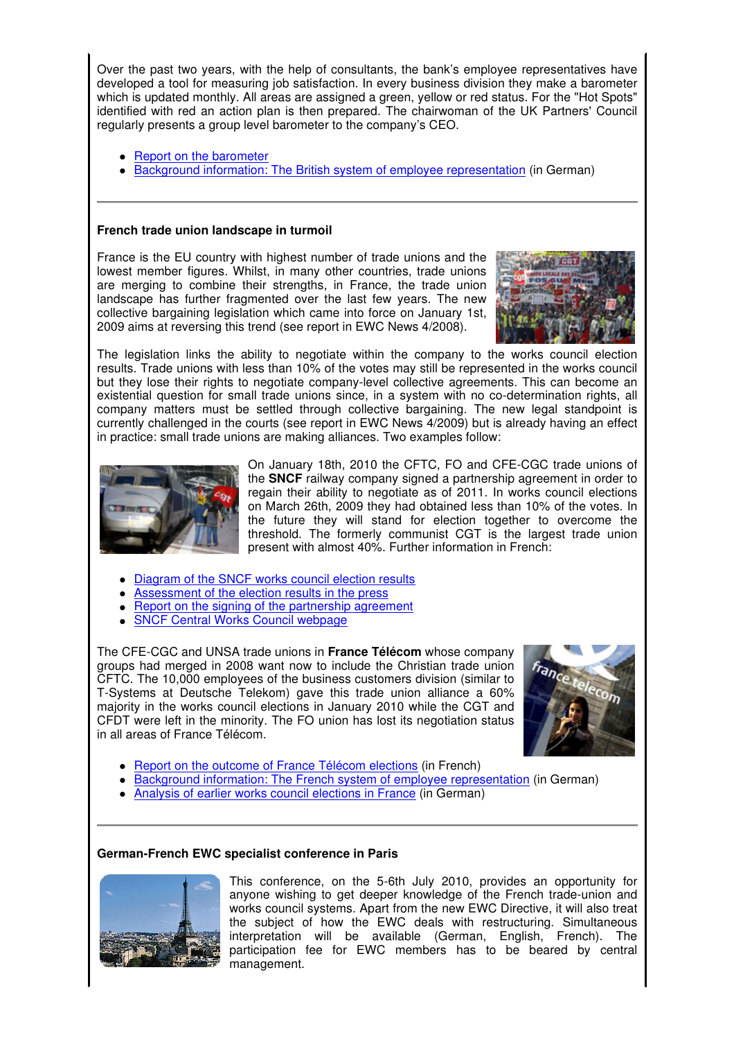Over the past two years, with the help of consultants, the bank's employee representatives have developed a tool for measuring job satisfaction. In every business division they make a barometer which is updated monthly. All areas are assigned a green, yellow or red status. For the "Hot Spots" identified with red an action plan is then prepared. The chairwoman of the UK Partners' Council regularly presents a group level barometer to the company's CEO.

- Report on the barometer
- Background information: The British system of employee representation (in German)

---

**French trade union landscape in turmoil**

France is the EU country with highest number of trade unions and the lowest member figures. Whilst, in many other countries, trade unions are merging to combine their strengths, in France, the trade union landscape has further fragmented over the last few years. The new collective bargaining legislation which came into force on January 1st, 2009 aims at reversing this trend (see report in EWC News 4/2008).

The legislation links the ability to negotiate within the company to the works council election results. Trade unions with less than 10% of the votes may still be represented in the works council but they lose their rights to negotiate company-level collective agreements. This can become an existential question for small trade unions since, in a system with no co-determination rights, all company matters must be settled through collective bargaining. The new legal standpoint is currently challenged in the courts (see report in EWC News 4/2009) but is already having an effect in practice: small trade unions are making alliances. Two examples follow:

On January 18th, 2010 the CFTC, FO and CFE-CGC trade unions of the **SNCF** railway company signed a partnership agreement in order to regain their ability to negotiate as of 2011. In works council elections on March 26th, 2009 they had obtained less than 10% of the votes. In the future they will stand for election together to overcome the threshold. The formerly communist CGT is the largest trade union present with almost 40%. Further information in French:

- Diagram of the SNCF works council election results
- Assessment of the election results in the press
- Report on the signing of the partnership agreement
- SNCF Central Works Council webpage

The CFE-CGC and UNSA trade unions in **France Télécom** whose company groups had merged in 2008 want now to include the Christian trade union CFTC. The 10,000 employees of the business customers division (similar to T-Systems at Deutsche Telekom) gave this trade union alliance a 60% majority in the works council elections in January 2010 while the CGT and CFDT were left in the minority. The FO union has lost its negotiation status in all areas of France Télécom.

- Report on the outcome of France Télécom elections (in French)
- Background information: The French system of employee representation (in German)
- Analysis of earlier works council elections in France (in German)

---

**German-French EWC specialist conference in Paris**

This conference, on the 5-6th July 2010, provides an opportunity for anyone wishing to get deeper knowledge of the French trade-union and works council systems. Apart from the new EWC Directive, it will also treat the subject of how the EWC deals with restructuring. Simultaneous interpretation will be available (German, English, French). The participation fee for EWC members has to be beared by central management.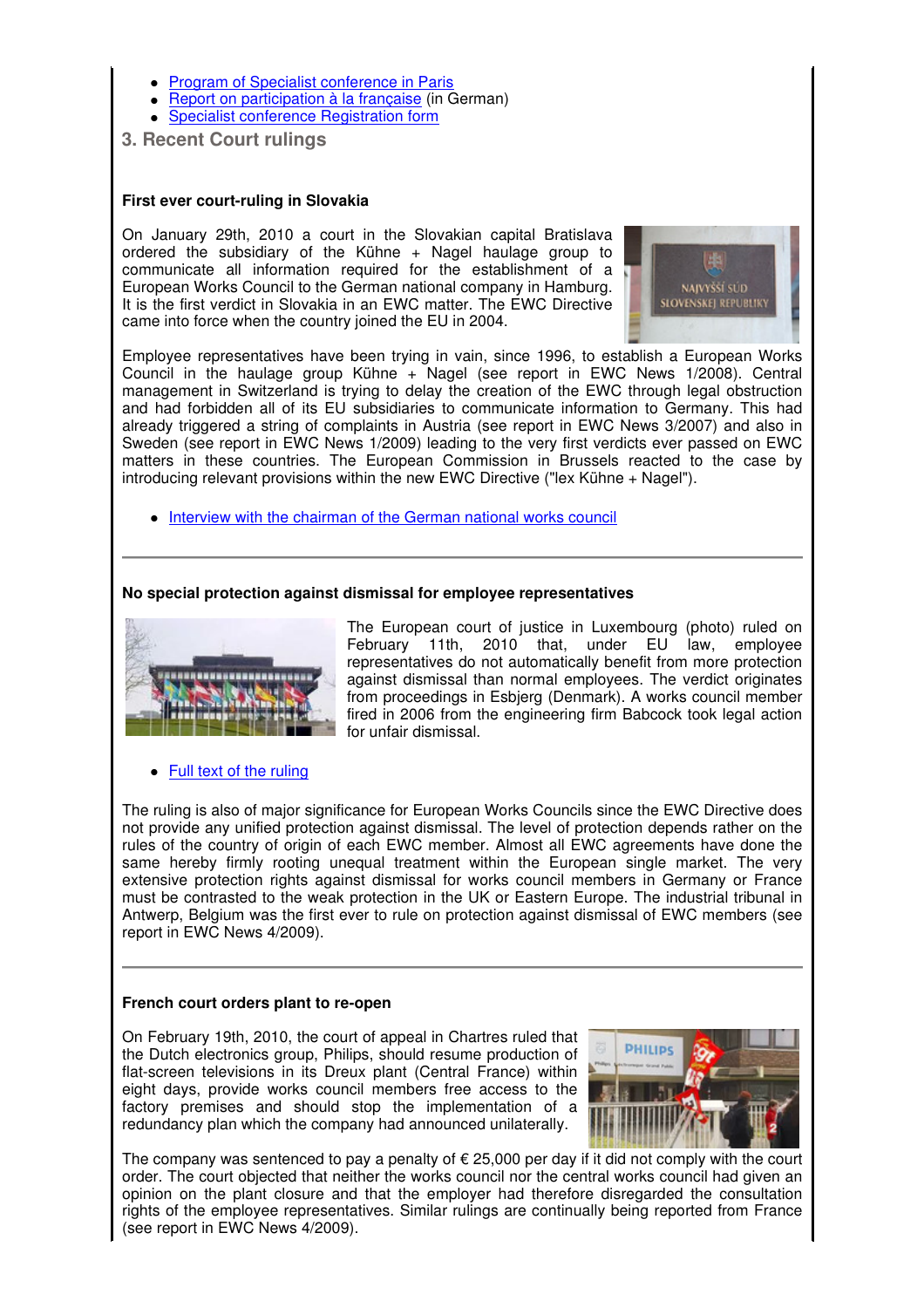- Program of Specialist conference in Paris
- Report on participation à la française (in German)
- Specialist conference Registration form

## 3. Recent Court rulings

**First ever court-ruling in Slovakia**

On January 29th, 2010 a court in the Slovakian capital Bratislava ordered the subsidiary of the Kühne + Nagel haulage group to communicate all information required for the establishment of a European Works Council to the German national company in Hamburg. It is the first verdict in Slovakia in an EWC matter. The EWC Directive came into force when the country joined the EU in 2004.

Employee representatives have been trying in vain, since 1996, to establish a European Works Council in the haulage group Kühne + Nagel (see report in EWC News 1/2008). Central management in Switzerland is trying to delay the creation of the EWC through legal obstruction and had forbidden all of its EU subsidiaries to communicate information to Germany. This had already triggered a string of complaints in Austria (see report in EWC News 3/2007) and also in Sweden (see report in EWC News 1/2009) leading to the very first verdicts ever passed on EWC matters in these countries. The European Commission in Brussels reacted to the case by introducing relevant provisions within the new EWC Directive ("lex Kühne + Nagel").

- Interview with the chairman of the German national works council

---

**No special protection against dismissal for employee representatives**

The European court of justice in Luxembourg (photo) ruled on February 11th, 2010 that, under EU law, employee representatives do not automatically benefit from more protection against dismissal than normal employees. The verdict originates from proceedings in Esbjerg (Denmark). A works council member fired in 2006 from the engineering firm Babcock took legal action for unfair dismissal.

- Full text of the ruling

The ruling is also of major significance for European Works Councils since the EWC Directive does not provide any unified protection against dismissal. The level of protection depends rather on the rules of the country of origin of each EWC member. Almost all EWC agreements have done the same hereby firmly rooting unequal treatment within the European single market. The very extensive protection rights against dismissal for works council members in Germany or France must be contrasted to the weak protection in the UK or Eastern Europe. The industrial tribunal in Antwerp, Belgium was the first ever to rule on protection against dismissal of EWC members (see report in EWC News 4/2009).

---

**French court orders plant to re-open**

On February 19th, 2010, the court of appeal in Chartres ruled that the Dutch electronics group, Philips, should resume production of flat-screen televisions in its Dreux plant (Central France) within eight days, provide works council members free access to the factory premises and should stop the implementation of a redundancy plan which the company had announced unilaterally.

The company was sentenced to pay a penalty of € 25,000 per day if it did not comply with the court order. The court objected that neither the works council nor the central works council had given an opinion on the plant closure and that the employer had therefore disregarded the consultation rights of the employee representatives. Similar rulings are continually being reported from France (see report in EWC News 4/2009).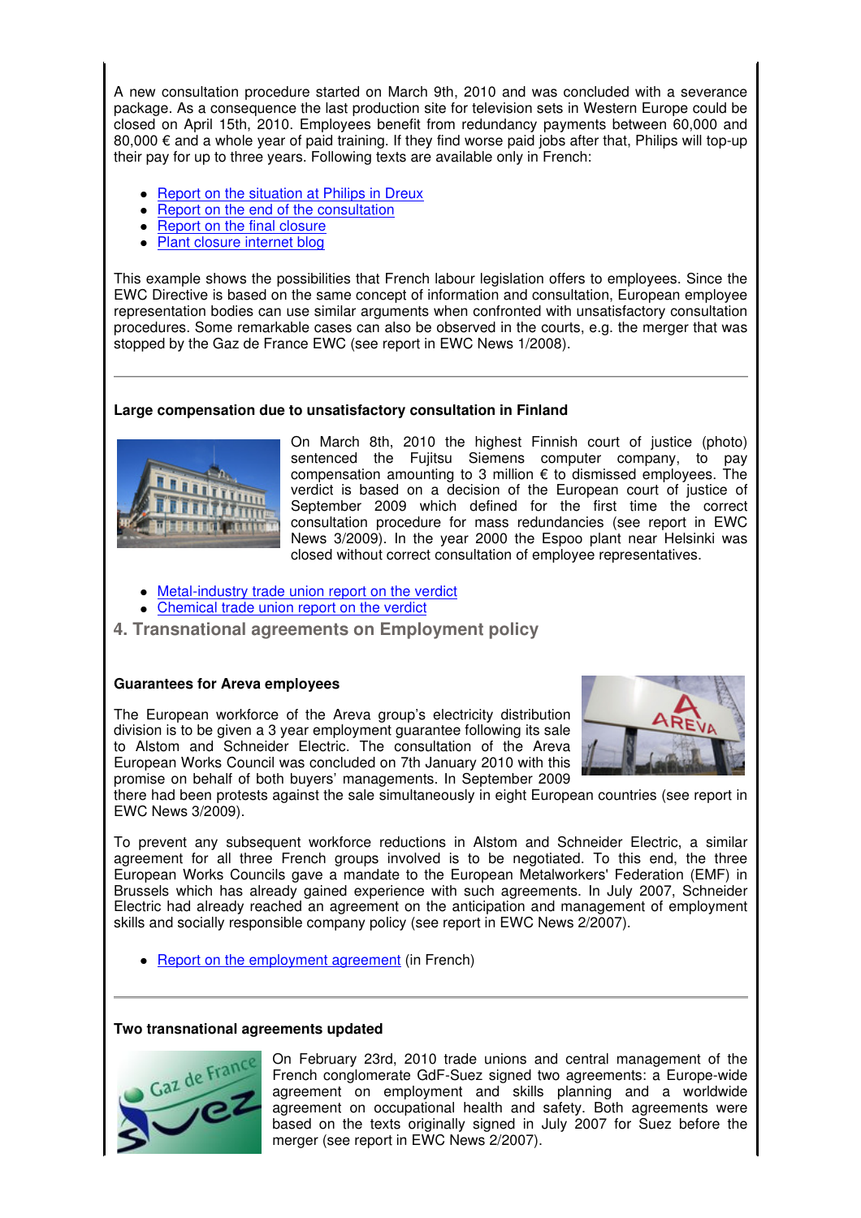A new consultation procedure started on March 9th, 2010 and was concluded with a severance package. As a consequence the last production site for television sets in Western Europe could be closed on April 15th, 2010. Employees benefit from redundancy payments between 60,000 and 80,000 € and a whole year of paid training. If they find worse paid jobs after that, Philips will top-up their pay for up to three years. Following texts are available only in French:

- Report on the situation at Philips in Dreux
- Report on the end of the consultation
- Report on the final closure
- Plant closure internet blog

This example shows the possibilities that French labour legislation offers to employees. Since the EWC Directive is based on the same concept of information and consultation, European employee representation bodies can use similar arguments when confronted with unsatisfactory consultation procedures. Some remarkable cases can also be observed in the courts, e.g. the merger that was stopped by the Gaz de France EWC (see report in EWC News 1/2008).

---

**Large compensation due to unsatisfactory consultation in Finland**

On March 8th, 2010 the highest Finnish court of justice (photo) sentenced the Fujitsu Siemens computer company, to pay compensation amounting to 3 million € to dismissed employees. The verdict is based on a decision of the European court of justice of September 2009 which defined for the first time the correct consultation procedure for mass redundancies (see report in EWC News 3/2009). In the year 2000 the Espoo plant near Helsinki was closed without correct consultation of employee representatives.

- Metal-industry trade union report on the verdict
- Chemical trade union report on the verdict

## 4. Transnational agreements on Employment policy

**Guarantees for Areva employees**

The European workforce of the Areva group's electricity distribution division is to be given a 3 year employment guarantee following its sale to Alstom and Schneider Electric. The consultation of the Areva European Works Council was concluded on 7th January 2010 with this promise on behalf of both buyers' managements. In September 2009 there had been protests against the sale simultaneously in eight European countries (see report in EWC News 3/2009).

To prevent any subsequent workforce reductions in Alstom and Schneider Electric, a similar agreement for all three French groups involved is to be negotiated. To this end, the three European Works Councils gave a mandate to the European Metalworkers' Federation (EMF) in Brussels which has already gained experience with such agreements. In July 2007, Schneider Electric had already reached an agreement on the anticipation and management of employment skills and socially responsible company policy (see report in EWC News 2/2007).

- Report on the employment agreement (in French)

---

**Two transnational agreements updated**

On February 23rd, 2010 trade unions and central management of the French conglomerate GdF-Suez signed two agreements: a Europe-wide agreement on employment and skills planning and a worldwide agreement on occupational health and safety. Both agreements were based on the texts originally signed in July 2007 for Suez before the merger (see report in EWC News 2/2007).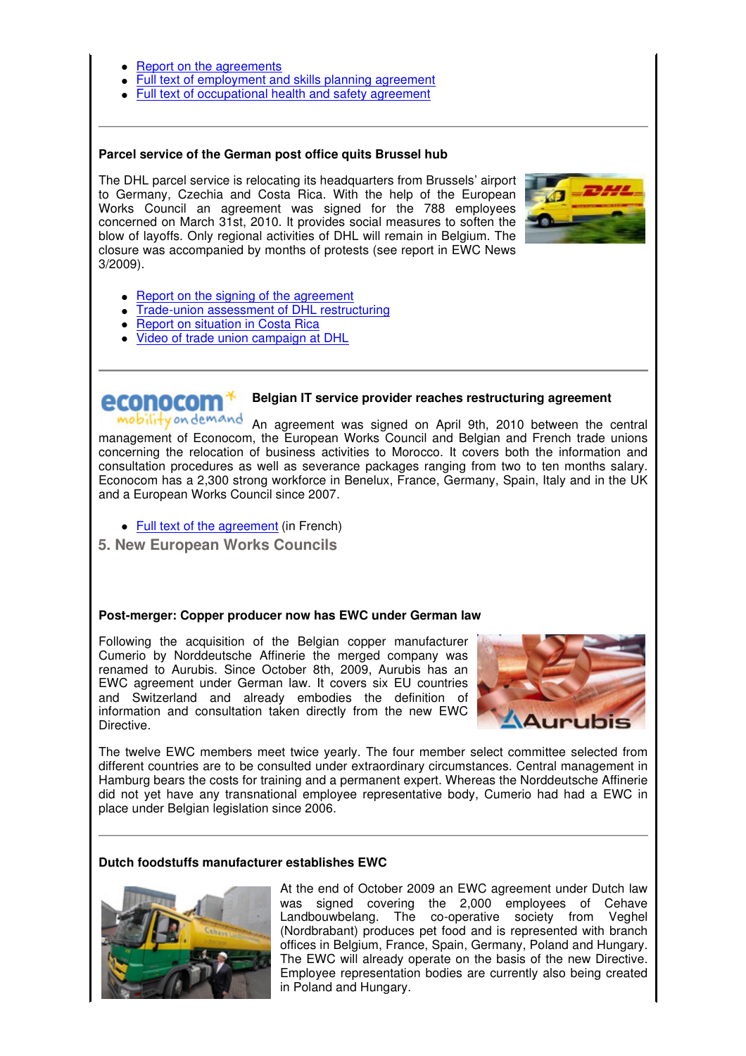- Report on the agreements
- Full text of employment and skills planning agreement
- Full text of occupational health and safety agreement

---

**Parcel service of the German post office quits Brussel hub**

The DHL parcel service is relocating its headquarters from Brussels' airport to Germany, Czechia and Costa Rica. With the help of the European Works Council an agreement was signed for the 788 employees concerned on March 31st, 2010. It provides social measures to soften the blow of layoffs. Only regional activities of DHL will remain in Belgium. The closure was accompanied by months of protests (see report in EWC News 3/2009).

- Report on the signing of the agreement
- Trade-union assessment of DHL restructuring
- Report on situation in Costa Rica
- Video of trade union campaign at DHL

---

**Belgian IT service provider reaches restructuring agreement**

An agreement was signed on April 9th, 2010 between the central management of Econocom, the European Works Council and Belgian and French trade unions concerning the relocation of business activities to Morocco. It covers both the information and consultation procedures as well as severance packages ranging from two to ten months salary. Econocom has a 2,300 strong workforce in Benelux, France, Germany, Spain, Italy and in the UK and a European Works Council since 2007.

- Full text of the agreement (in French)

## 5. New European Works Councils

**Post-merger: Copper producer now has EWC under German law**

Following the acquisition of the Belgian copper manufacturer Cumerio by Norddeutsche Affinerie the merged company was renamed to Aurubis. Since October 8th, 2009, Aurubis has an EWC agreement under German law. It covers six EU countries and Switzerland and already embodies the definition of information and consultation taken directly from the new EWC Directive.

The twelve EWC members meet twice yearly. The four member select committee selected from different countries are to be consulted under extraordinary circumstances. Central management in Hamburg bears the costs for training and a permanent expert. Whereas the Norddeutsche Affinerie did not yet have any transnational employee representative body, Cumerio had had a EWC in place under Belgian legislation since 2006.

---

**Dutch foodstuffs manufacturer establishes EWC**

At the end of October 2009 an EWC agreement under Dutch law was signed covering the 2,000 employees of Cehave Landbouwbelang. The co-operative society from Veghel (Nordbrabant) produces pet food and is represented with branch offices in Belgium, France, Spain, Germany, Poland and Hungary. The EWC will already operate on the basis of the new Directive. Employee representation bodies are currently also being created in Poland and Hungary.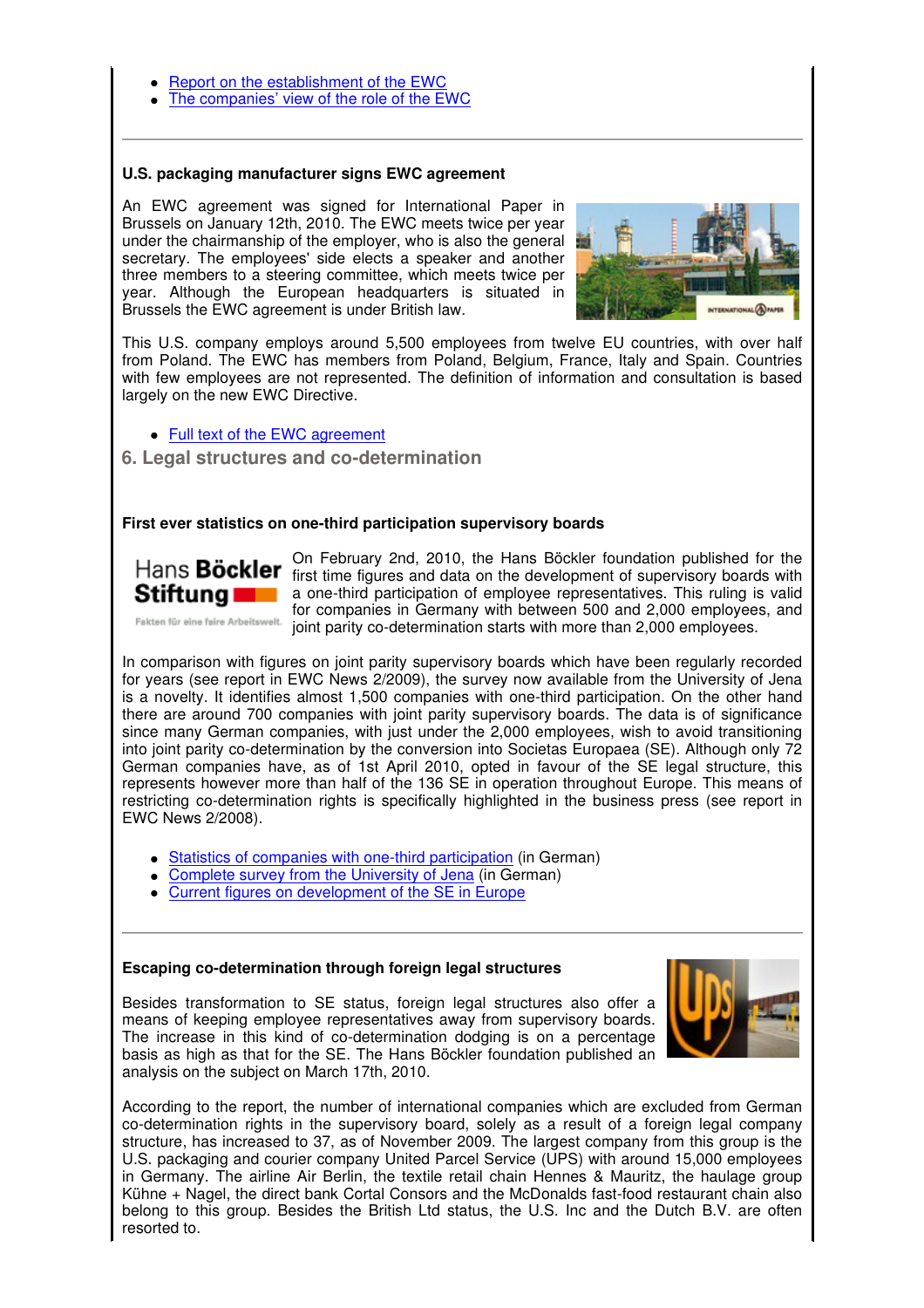- Report on the establishment of the EWC
- The companies' view of the role of the EWC

---

**U.S. packaging manufacturer signs EWC agreement**

An EWC agreement was signed for International Paper in Brussels on January 12th, 2010. The EWC meets twice per year under the chairmanship of the employer, who is also the general secretary. The employees' side elects a speaker and another three members to a steering committee, which meets twice per year. Although the European headquarters is situated in Brussels the EWC agreement is under British law.

This U.S. company employs around 5,500 employees from twelve EU countries, with over half from Poland. The EWC has members from Poland, Belgium, France, Italy and Spain. Countries with few employees are not represented. The definition of information and consultation is based largely on the new EWC Directive.

- Full text of the EWC agreement

## 6. Legal structures and co-determination

**First ever statistics on one-third participation supervisory boards**

On February 2nd, 2010, the Hans Böckler foundation published for the first time figures and data on the development of supervisory boards with a one-third participation of employee representatives. This ruling is valid for companies in Germany with between 500 and 2,000 employees, and joint parity co-determination starts with more than 2,000 employees.

In comparison with figures on joint parity supervisory boards which have been regularly recorded for years (see report in EWC News 2/2009), the survey now available from the University of Jena is a novelty. It identifies almost 1,500 companies with one-third participation. On the other hand there are around 700 companies with joint parity supervisory boards. The data is of significance since many German companies, with just under the 2,000 employees, wish to avoid transitioning into joint parity co-determination by the conversion into Societas Europaea (SE). Although only 72 German companies have, as of 1st April 2010, opted in favour of the SE legal structure, this represents however more than half of the 136 SE in operation throughout Europe. This means of restricting co-determination rights is specifically highlighted in the business press (see report in EWC News 2/2008).

- Statistics of companies with one-third participation (in German)
- Complete survey from the University of Jena (in German)
- Current figures on development of the SE in Europe

---

**Escaping co-determination through foreign legal structures**

Besides transformation to SE status, foreign legal structures also offer a means of keeping employee representatives away from supervisory boards. The increase in this kind of co-determination dodging is on a percentage basis as high as that for the SE. The Hans Böckler foundation published an analysis on the subject on March 17th, 2010.

According to the report, the number of international companies which are excluded from German co-determination rights in the supervisory board, solely as a result of a foreign legal company structure, has increased to 37, as of November 2009. The largest company from this group is the U.S. packaging and courier company United Parcel Service (UPS) with around 15,000 employees in Germany. The airline Air Berlin, the textile retail chain Hennes & Mauritz, the haulage group Kühne + Nagel, the direct bank Cortal Consors and the McDonalds fast-food restaurant chain also belong to this group. Besides the British Ltd status, the U.S. Inc and the Dutch B.V. are often resorted to.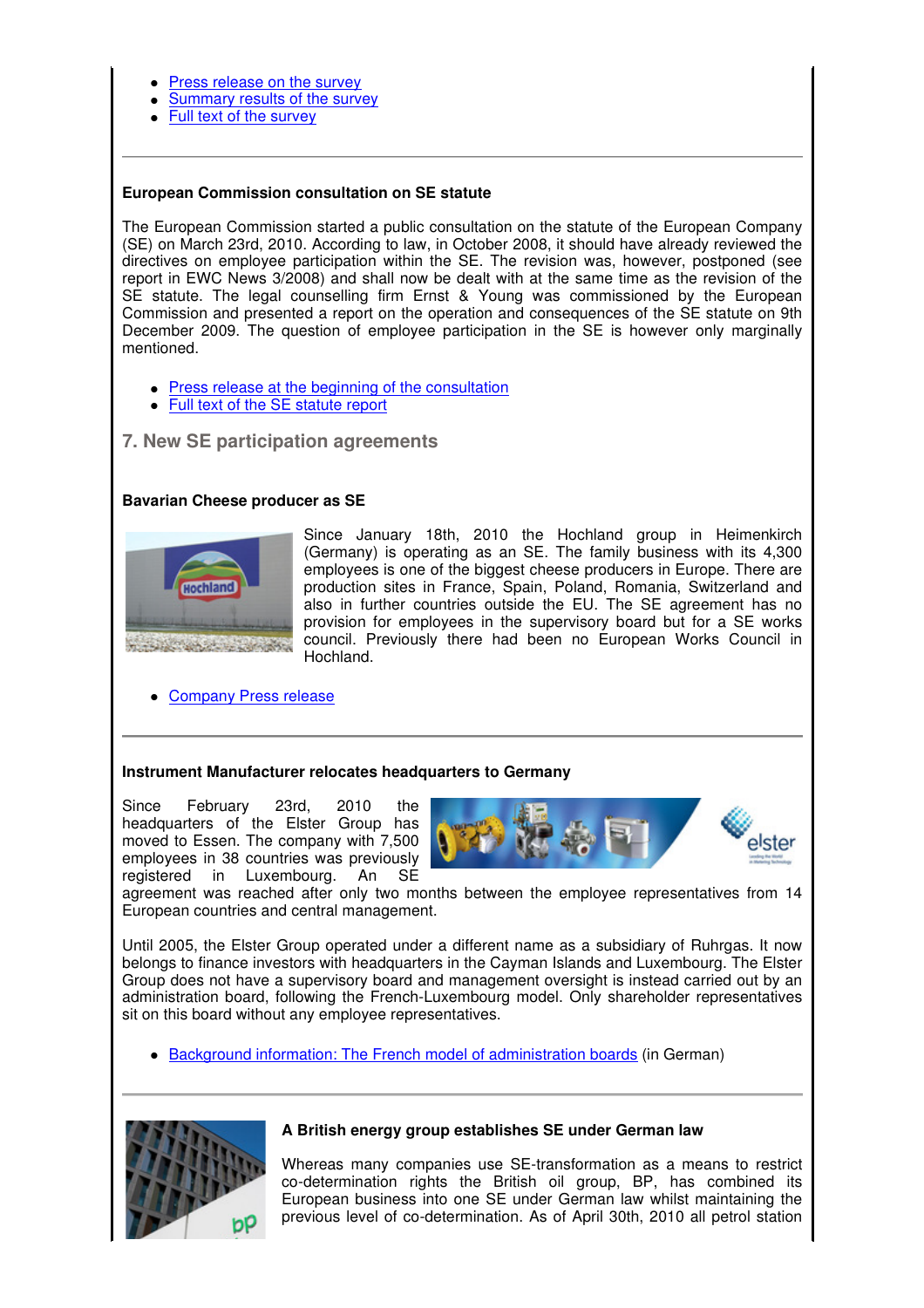- Press release on the survey
- Summary results of the survey
- Full text of the survey

---

**European Commission consultation on SE statute**

The European Commission started a public consultation on the statute of the European Company (SE) on March 23rd, 2010. According to law, in October 2008, it should have already reviewed the directives on employee participation within the SE. The revision was, however, postponed (see report in EWC News 3/2008) and shall now be dealt with at the same time as the revision of the SE statute. The legal counselling firm Ernst & Young was commissioned by the European Commission and presented a report on the operation and consequences of the SE statute on 9th December 2009. The question of employee participation in the SE is however only marginally mentioned.

- Press release at the beginning of the consultation
- Full text of the SE statute report

## 7. New SE participation agreements

**Bavarian Cheese producer as SE**

Since January 18th, 2010 the Hochland group in Heimenkirch (Germany) is operating as an SE. The family business with its 4,300 employees is one of the biggest cheese producers in Europe. There are production sites in France, Spain, Poland, Romania, Switzerland and also in further countries outside the EU. The SE agreement has no provision for employees in the supervisory board but for a SE works council. Previously there had been no European Works Council in Hochland.

- Company Press release

---

**Instrument Manufacturer relocates headquarters to Germany**

Since February 23rd, 2010 the headquarters of the Elster Group has moved to Essen. The company with 7,500 employees in 38 countries was previously registered in Luxembourg. An SE agreement was reached after only two months between the employee representatives from 14 European countries and central management.

Until 2005, the Elster Group operated under a different name as a subsidiary of Ruhrgas. It now belongs to finance investors with headquarters in the Cayman Islands and Luxembourg. The Elster Group does not have a supervisory board and management oversight is instead carried out by an administration board, following the French-Luxembourg model. Only shareholder representatives sit on this board without any employee representatives.

- Background information: The French model of administration boards (in German)

---

**A British energy group establishes SE under German law**

Whereas many companies use SE-transformation as a means to restrict co-determination rights the British oil group, BP, has combined its European business into one SE under German law whilst maintaining the previous level of co-determination. As of April 30th, 2010 all petrol station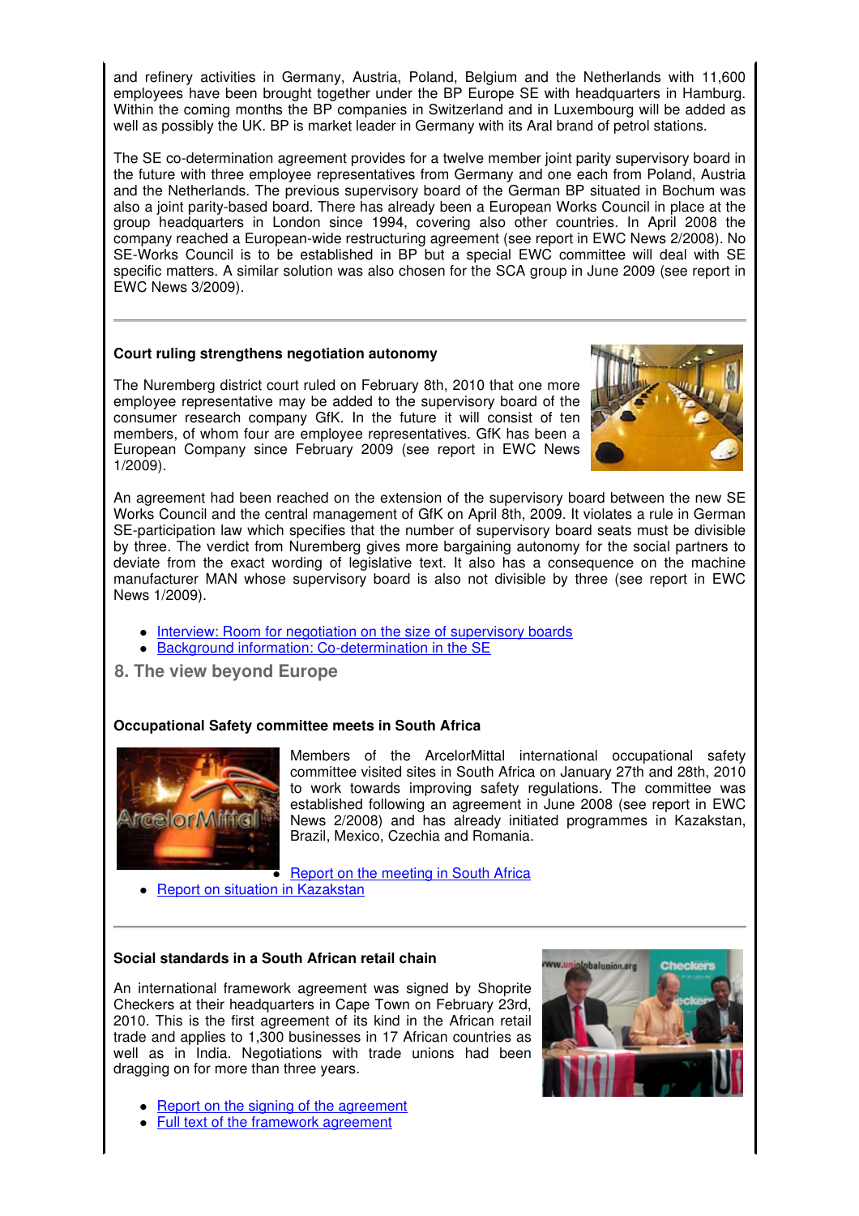and refinery activities in Germany, Austria, Poland, Belgium and the Netherlands with 11,600 employees have been brought together under the BP Europe SE with headquarters in Hamburg. Within the coming months the BP companies in Switzerland and in Luxembourg will be added as well as possibly the UK. BP is market leader in Germany with its Aral brand of petrol stations.

The SE co-determination agreement provides for a twelve member joint parity supervisory board in the future with three employee representatives from Germany and one each from Poland, Austria and the Netherlands. The previous supervisory board of the German BP situated in Bochum was also a joint parity-based board. There has already been a European Works Council in place at the group headquarters in London since 1994, covering also other countries. In April 2008 the company reached a European-wide restructuring agreement (see report in EWC News 2/2008). No SE-Works Council is to be established in BP but a special EWC committee will deal with SE specific matters. A similar solution was also chosen for the SCA group in June 2009 (see report in EWC News 3/2009).

---

**Court ruling strengthens negotiation autonomy**

The Nuremberg district court ruled on February 8th, 2010 that one more employee representative may be added to the supervisory board of the consumer research company GfK. In the future it will consist of ten members, of whom four are employee representatives. GfK has been a European Company since February 2009 (see report in EWC News 1/2009).

An agreement had been reached on the extension of the supervisory board between the new SE Works Council and the central management of GfK on April 8th, 2009. It violates a rule in German SE-participation law which specifies that the number of supervisory board seats must be divisible by three. The verdict from Nuremberg gives more bargaining autonomy for the social partners to deviate from the exact wording of legislative text. It also has a consequence on the machine manufacturer MAN whose supervisory board is also not divisible by three (see report in EWC News 1/2009).

- Interview: Room for negotiation on the size of supervisory boards
- Background information: Co-determination in the SE

## 8. The view beyond Europe

**Occupational Safety committee meets in South Africa**

Members of the ArcelorMittal international occupational safety committee visited sites in South Africa on January 27th and 28th, 2010 to work towards improving safety regulations. The committee was established following an agreement in June 2008 (see report in EWC News 2/2008) and has already initiated programmes in Kazakstan, Brazil, Mexico, Czechia and Romania.

- Report on the meeting in South Africa
- Report on situation in Kazakstan

---

**Social standards in a South African retail chain**

An international framework agreement was signed by Shoprite Checkers at their headquarters in Cape Town on February 23rd, 2010. This is the first agreement of its kind in the African retail trade and applies to 1,300 businesses in 17 African countries as well as in India. Negotiations with trade unions had been dragging on for more than three years.

- Report on the signing of the agreement
- Full text of the framework agreement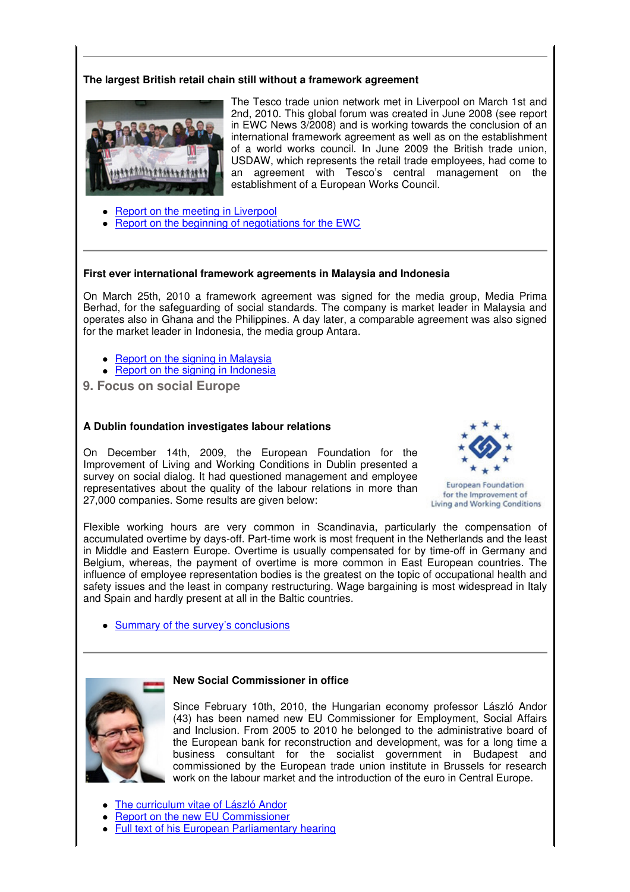### The largest British retail chain still without a framework agreement

The Tesco trade union network met in Liverpool on March 1st and 2nd, 2010. This global forum was created in June 2008 (see report in EWC News 3/2008) and is working towards the conclusion of an international framework agreement as well as on the establishment of a world works council. In June 2009 the British trade union, USDAW, which represents the retail trade employees, had come to an agreement with Tesco's central management on the establishment of a European Works Council.

- Report on the meeting in Liverpool
- Report on the beginning of negotiations for the EWC

---

### First ever international framework agreements in Malaysia and Indonesia

On March 25th, 2010 a framework agreement was signed for the media group, Media Prima Berhad, for the safeguarding of social standards. The company is market leader in Malaysia and operates also in Ghana and the Philippines. A day later, a comparable agreement was also signed for the market leader in Indonesia, the media group Antara.

- Report on the signing in Malaysia
- Report on the signing in Indonesia

## 9. Focus on social Europe

### A Dublin foundation investigates labour relations

On December 14th, 2009, the European Foundation for the Improvement of Living and Working Conditions in Dublin presented a survey on social dialog. It had questioned management and employee representatives about the quality of the labour relations in more than 27,000 companies. Some results are given below:

European Foundation for the Improvement of Living and Working Conditions

Flexible working hours are very common in Scandinavia, particularly the compensation of accumulated overtime by days-off. Part-time work is most frequent in the Netherlands and the least in Middle and Eastern Europe. Overtime is usually compensated for by time-off in Germany and Belgium, whereas, the payment of overtime is more common in East European countries. The influence of employee representation bodies is the greatest on the topic of occupational health and safety issues and the least in company restructuring. Wage bargaining is most widespread in Italy and Spain and hardly present at all in the Baltic countries.

- Summary of the survey's conclusions

---

### New Social Commissioner in office

Since February 10th, 2010, the Hungarian economy professor László Andor (43) has been named new EU Commissioner for Employment, Social Affairs and Inclusion. From 2005 to 2010 he belonged to the administrative board of the European bank for reconstruction and development, was for a long time a business consultant for the socialist government in Budapest and commissioned by the European trade union institute in Brussels for research work on the labour market and the introduction of the euro in Central Europe.

- The curriculum vitae of László Andor
- Report on the new EU Commissioner
- Full text of his European Parliamentary hearing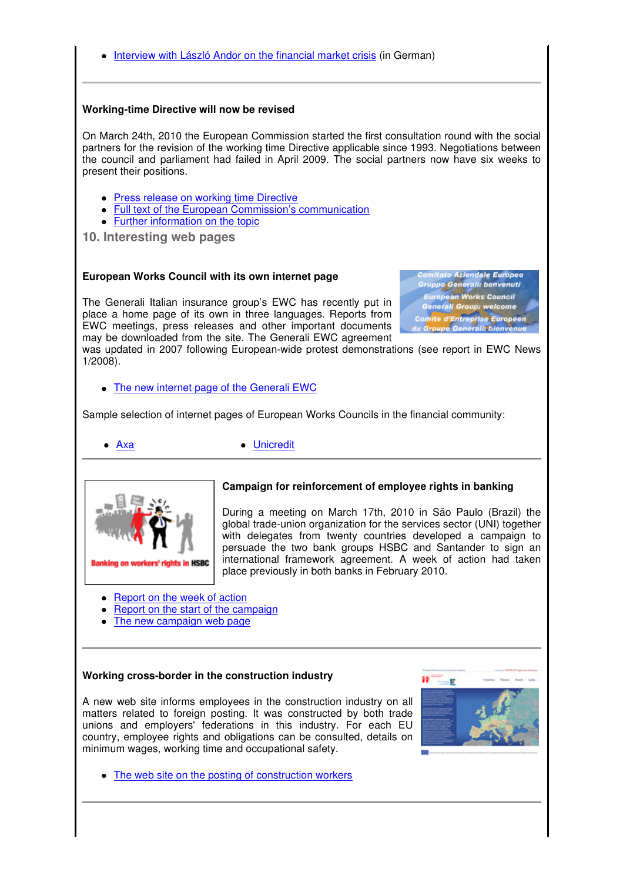- Interview with László Andor on the financial market crisis (in German)

---

**Working-time Directive will now be revised**

On March 24th, 2010 the European Commission started the first consultation round with the social partners for the revision of the working time Directive applicable since 1993. Negotiations between the council and parliament had failed in April 2009. The social partners now have six weeks to present their positions.

- Press release on working time Directive
- Full text of the European Commission's communication
- Further information on the topic

## 10. Interesting web pages

**European Works Council with its own internet page**

The Generali Italian insurance group's EWC has recently put in place a home page of its own in three languages. Reports from EWC meetings, press releases and other important documents may be downloaded from the site. The Generali EWC agreement was updated in 2007 following European-wide protest demonstrations (see report in EWC News 1/2008).

- The new internet page of the Generali EWC

Sample selection of internet pages of European Works Councils in the financial community:

- Axa
- Unicredit

---

**Campaign for reinforcement of employee rights in banking**

During a meeting on March 17th, 2010 in São Paulo (Brazil) the global trade-union organization for the services sector (UNI) together with delegates from twenty countries developed a campaign to persuade the two bank groups HSBC and Santander to sign an international framework agreement. A week of action had taken place previously in both banks in February 2010.

- Report on the week of action
- Report on the start of the campaign
- The new campaign web page

---

**Working cross-border in the construction industry**

A new web site informs employees in the construction industry on all matters related to foreign posting. It was constructed by both trade unions and employers' federations in this industry. For each EU country, employee rights and obligations can be consulted, details on minimum wages, working time and occupational safety.

- The web site on the posting of construction workers

---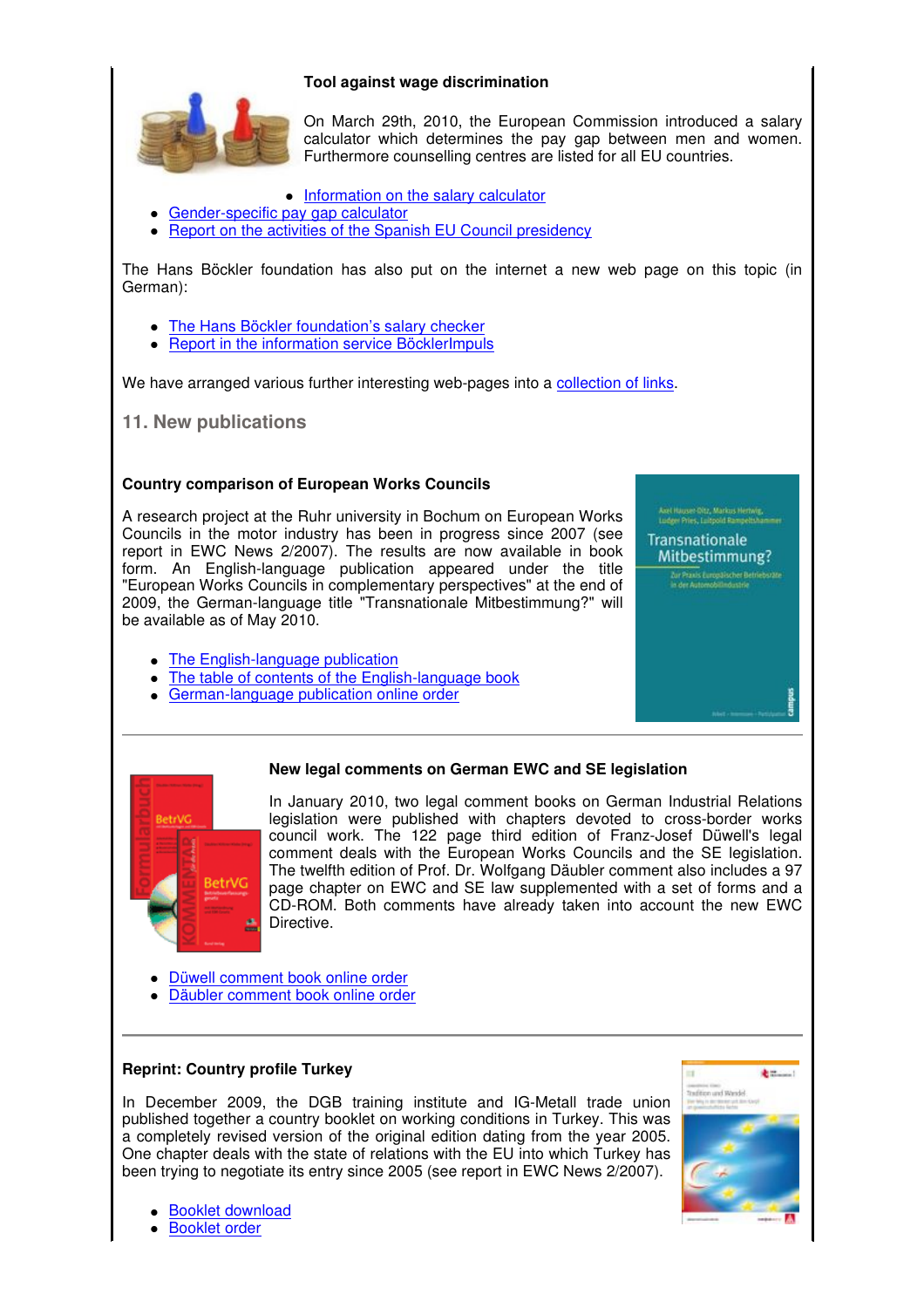**Tool against wage discrimination**

On March 29th, 2010, the European Commission introduced a salary calculator which determines the pay gap between men and women. Furthermore counselling centres are listed for all EU countries.

- Information on the salary calculator
- Gender-specific pay gap calculator
- Report on the activities of the Spanish EU Council presidency

The Hans Böckler foundation has also put on the internet a new web page on this topic (in German):

- The Hans Böckler foundation's salary checker
- Report in the information service BöcklerImpuls

We have arranged various further interesting web-pages into a collection of links.

## 11. New publications

**Country comparison of European Works Councils**

A research project at the Ruhr university in Bochum on European Works Councils in the motor industry has been in progress since 2007 (see report in EWC News 2/2007). The results are now available in book form. An English-language publication appeared under the title "European Works Councils in complementary perspectives" at the end of 2009, the German-language title "Transnationale Mitbestimmung?" will be available as of May 2010.

- The English-language publication
- The table of contents of the English-language book
- German-language publication online order

---

**New legal comments on German EWC and SE legislation**

In January 2010, two legal comment books on German Industrial Relations legislation were published with chapters devoted to cross-border works council work. The 122 page third edition of Franz-Josef Düwell's legal comment deals with the European Works Councils and the SE legislation. The twelfth edition of Prof. Dr. Wolfgang Däubler comment also includes a 97 page chapter on EWC and SE law supplemented with a set of forms and a CD-ROM. Both comments have already taken into account the new EWC Directive.

- Düwell comment book online order
- Däubler comment book online order

---

**Reprint: Country profile Turkey**

In December 2009, the DGB training institute and IG-Metall trade union published together a country booklet on working conditions in Turkey. This was a completely revised version of the original edition dating from the year 2005. One chapter deals with the state of relations with the EU into which Turkey has been trying to negotiate its entry since 2005 (see report in EWC News 2/2007).

- Booklet download
- Booklet order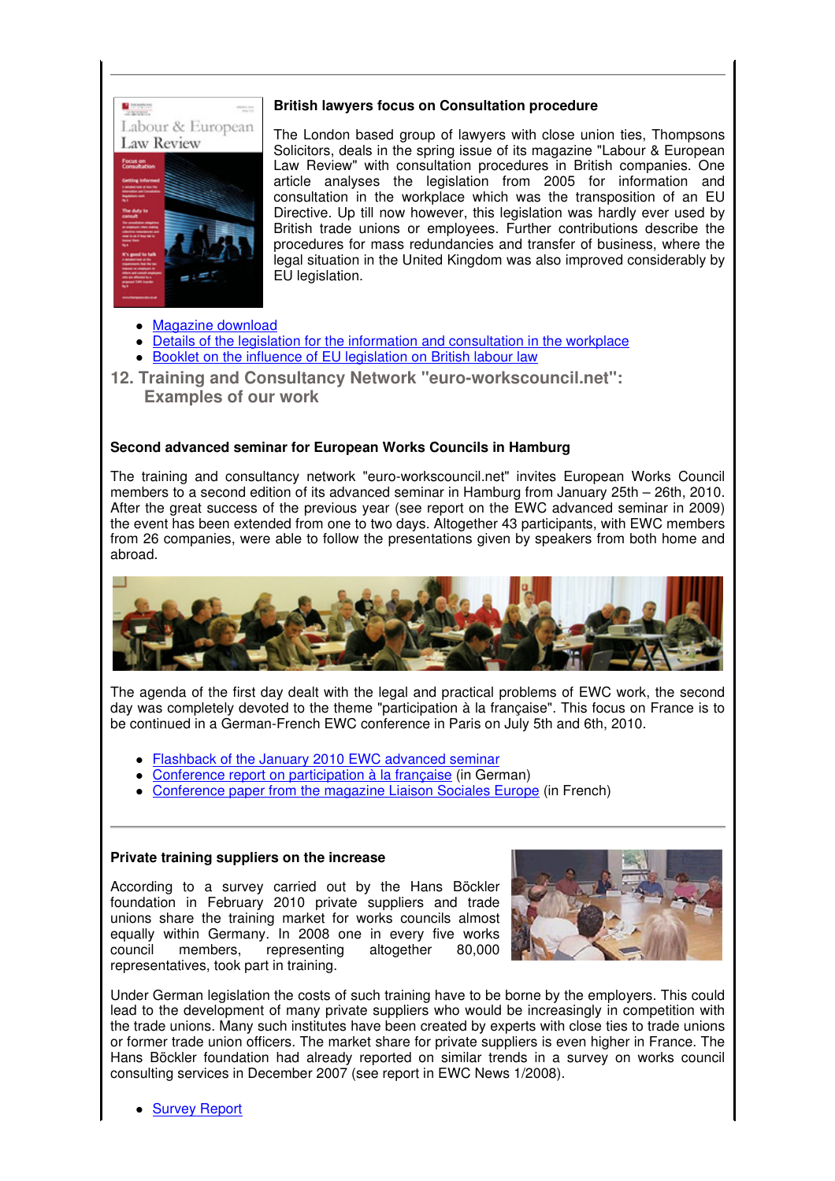### British lawyers focus on Consultation procedure

The London based group of lawyers with close union ties, Thompsons Solicitors, deals in the spring issue of its magazine "Labour & European Law Review" with consultation procedures in British companies. One article analyses the legislation from 2005 for information and consultation in the workplace which was the transposition of an EU Directive. Up till now however, this legislation was hardly ever used by British trade unions or employees. Further contributions describe the procedures for mass redundancies and transfer of business, where the legal situation in the United Kingdom was also improved considerably by EU legislation.

- Magazine download
- Details of the legislation for the information and consultation in the workplace
- Booklet on the influence of EU legislation on British labour law

## 12. Training and Consultancy Network "euro-workscouncil.net": Examples of our work

### Second advanced seminar for European Works Councils in Hamburg

The training and consultancy network "euro-workscouncil.net" invites European Works Council members to a second edition of its advanced seminar in Hamburg from January 25th – 26th, 2010. After the great success of the previous year (see report on the EWC advanced seminar in 2009) the event has been extended from one to two days. Altogether 43 participants, with EWC members from 26 companies, were able to follow the presentations given by speakers from both home and abroad.

The agenda of the first day dealt with the legal and practical problems of EWC work, the second day was completely devoted to the theme "participation à la française". This focus on France is to be continued in a German-French EWC conference in Paris on July 5th and 6th, 2010.

- Flashback of the January 2010 EWC advanced seminar
- Conference report on participation à la française (in German)
- Conference paper from the magazine Liaison Sociales Europe (in French)

### Private training suppliers on the increase

According to a survey carried out by the Hans Böckler foundation in February 2010 private suppliers and trade unions share the training market for works councils almost equally within Germany. In 2008 one in every five works council members, representing altogether 80,000 representatives, took part in training.

Under German legislation the costs of such training have to be borne by the employers. This could lead to the development of many private suppliers who would be increasingly in competition with the trade unions. Many such institutes have been created by experts with close ties to trade unions or former trade union officers. The market share for private suppliers is even higher in France. The Hans Böckler foundation had already reported on similar trends in a survey on works council consulting services in December 2007 (see report in EWC News 1/2008).

- Survey Report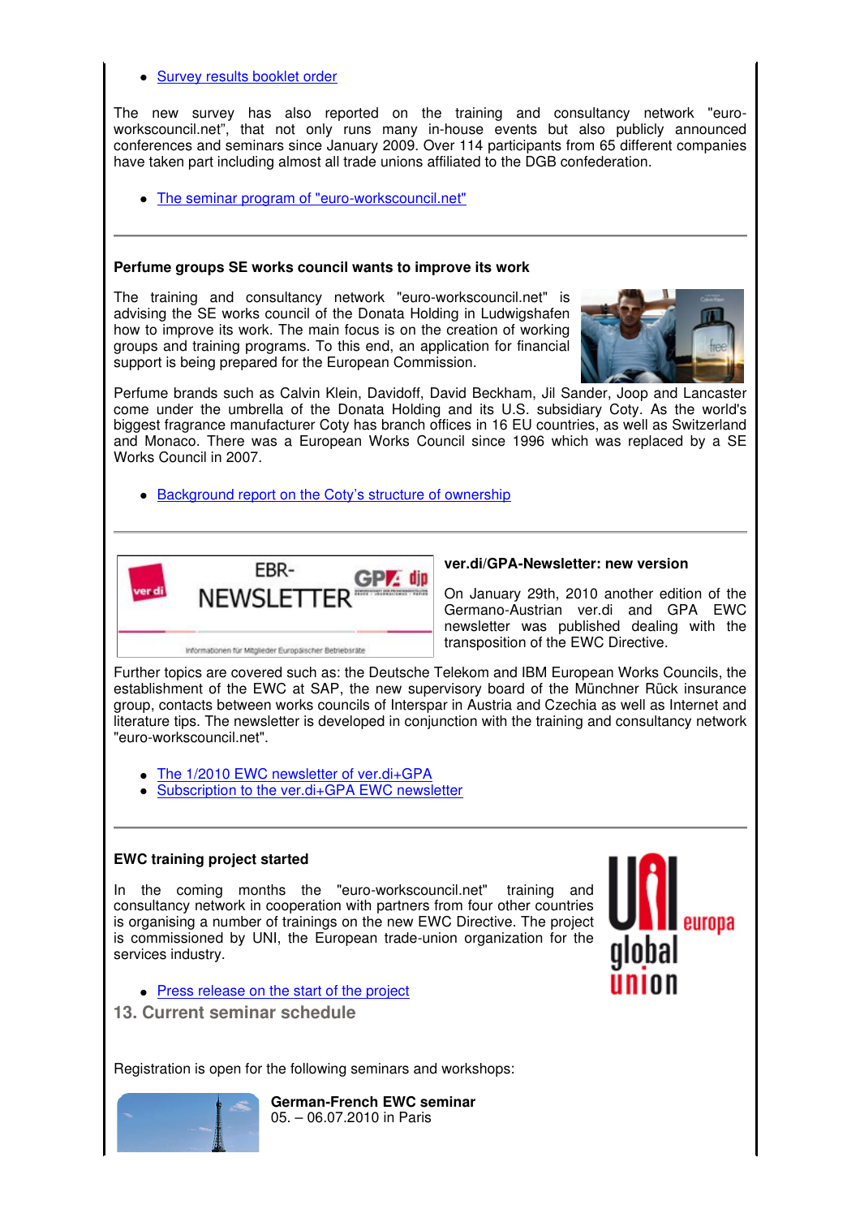- Survey results booklet order

The new survey has also reported on the training and consultancy network "euro-workscouncil.net", that not only runs many in-house events but also publicly announced conferences and seminars since January 2009. Over 114 participants from 65 different companies have taken part including almost all trade unions affiliated to the DGB confederation.

- The seminar program of "euro-workscouncil.net"

---

**Perfume groups SE works council wants to improve its work**

The training and consultancy network "euro-workscouncil.net" is advising the SE works council of the Donata Holding in Ludwigshafen how to improve its work. The main focus is on the creation of working groups and training programs. To this end, an application for financial support is being prepared for the European Commission.

Perfume brands such as Calvin Klein, Davidoff, David Beckham, Jil Sander, Joop and Lancaster come under the umbrella of the Donata Holding and its U.S. subsidiary Coty. As the world's biggest fragrance manufacturer Coty has branch offices in 16 EU countries, as well as Switzerland and Monaco. There was a European Works Council since 1996 which was replaced by a SE Works Council in 2007.

- Background report on the Coty's structure of ownership

---

**ver.di/GPA-Newsletter: new version**

On January 29th, 2010 another edition of the Germano-Austrian ver.di and GPA EWC newsletter was published dealing with the transposition of the EWC Directive.

Further topics are covered such as: the Deutsche Telekom and IBM European Works Councils, the establishment of the EWC at SAP, the new supervisory board of the Münchner Rück insurance group, contacts between works councils of Interspar in Austria and Czechia as well as Internet and literature tips. The newsletter is developed in conjunction with the training and consultancy network "euro-workscouncil.net".

- The 1/2010 EWC newsletter of ver.di+GPA
- Subscription to the ver.di+GPA EWC newsletter

---

**EWC training project started**

In the coming months the "euro-workscouncil.net" training and consultancy network in cooperation with partners from four other countries is organising a number of trainings on the new EWC Directive. The project is commissioned by UNI, the European trade-union organization for the services industry.

- Press release on the start of the project

## 13. Current seminar schedule

Registration is open for the following seminars and workshops:

**German-French EWC seminar**
05. – 06.07.2010 in Paris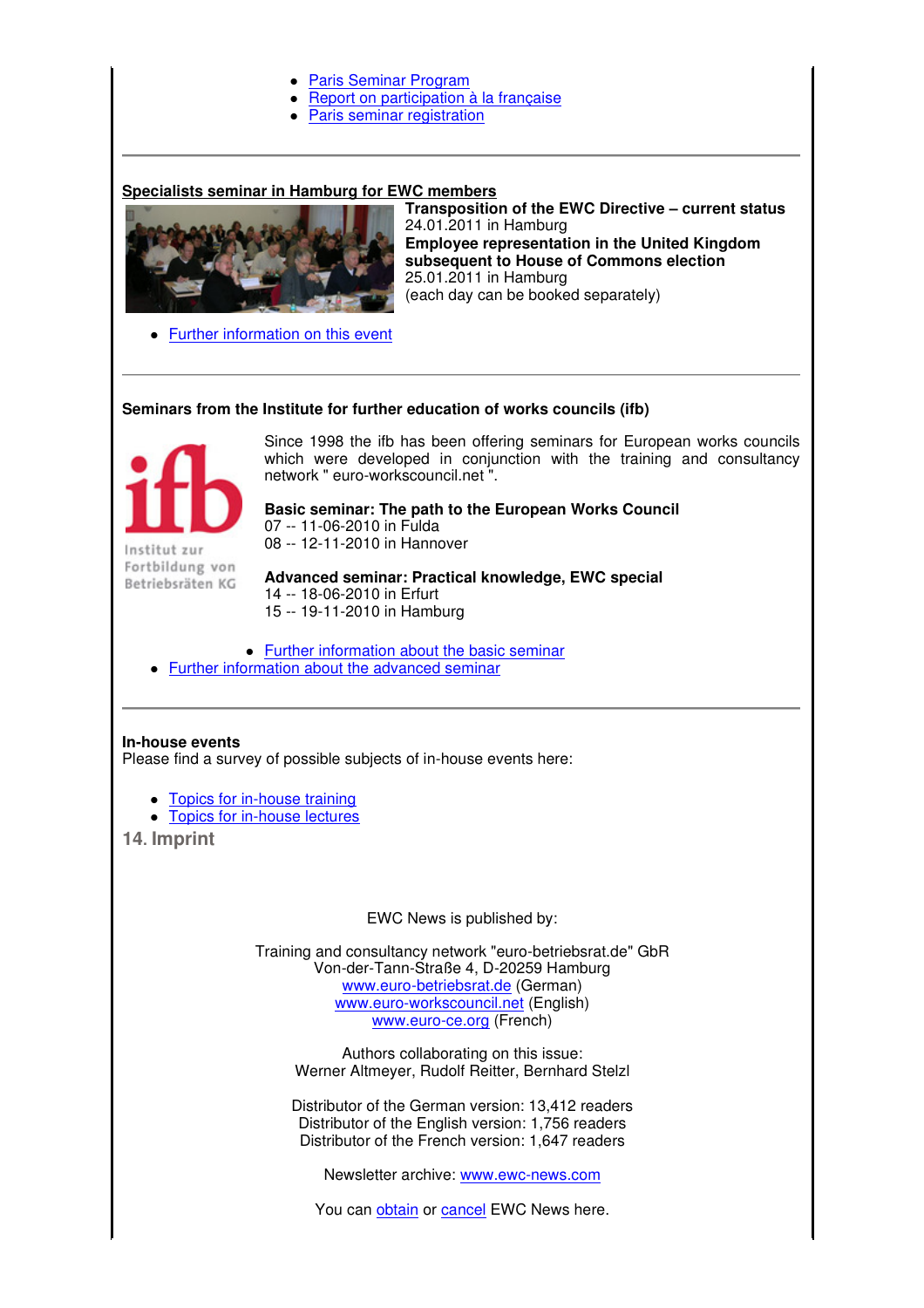- Paris Seminar Program
- Report on participation à la française
- Paris seminar registration

---

**Specialists seminar in Hamburg for EWC members**

**Transposition of the EWC Directive – current status**
24.01.2011 in Hamburg
**Employee representation in the United Kingdom subsequent to House of Commons election**
25.01.2011 in Hamburg
(each day can be booked separately)

- Further information on this event

---

**Seminars from the Institute for further education of works councils (ifb)**

ifb
Institut zur Fortbildung von Betriebsräten KG

Since 1998 the ifb has been offering seminars for European works councils which were developed in conjunction with the training and consultancy network " euro-workscouncil.net ".

**Basic seminar: The path to the European Works Council**
07 -- 11-06-2010 in Fulda
08 -- 12-11-2010 in Hannover

**Advanced seminar: Practical knowledge, EWC special**
14 -- 18-06-2010 in Erfurt
15 -- 19-11-2010 in Hamburg

- Further information about the basic seminar
- Further information about the advanced seminar

---

**In-house events**
Please find a survey of possible subjects of in-house events here:

- Topics for in-house training
- Topics for in-house lectures

## 14. Imprint

EWC News is published by:

Training and consultancy network "euro-betriebsrat.de" GbR
Von-der-Tann-Straße 4, D-20259 Hamburg
www.euro-betriebsrat.de (German)
www.euro-workscouncil.net (English)
www.euro-ce.org (French)

Authors collaborating on this issue:
Werner Altmeyer, Rudolf Reitter, Bernhard Stelzl

Distributor of the German version: 13,412 readers
Distributor of the English version: 1,756 readers
Distributor of the French version: 1,647 readers

Newsletter archive: www.ewc-news.com

You can obtain or cancel EWC News here.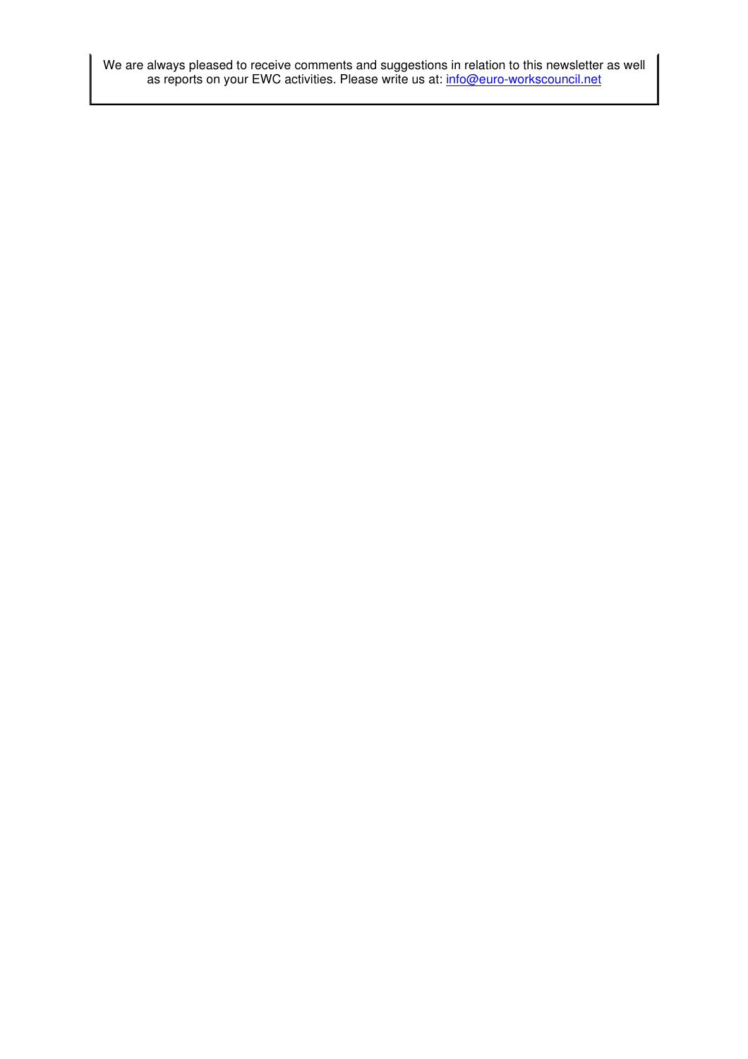We are always pleased to receive comments and suggestions in relation to this newsletter as well as reports on your EWC activities. Please write us at: info@euro-workscouncil.net